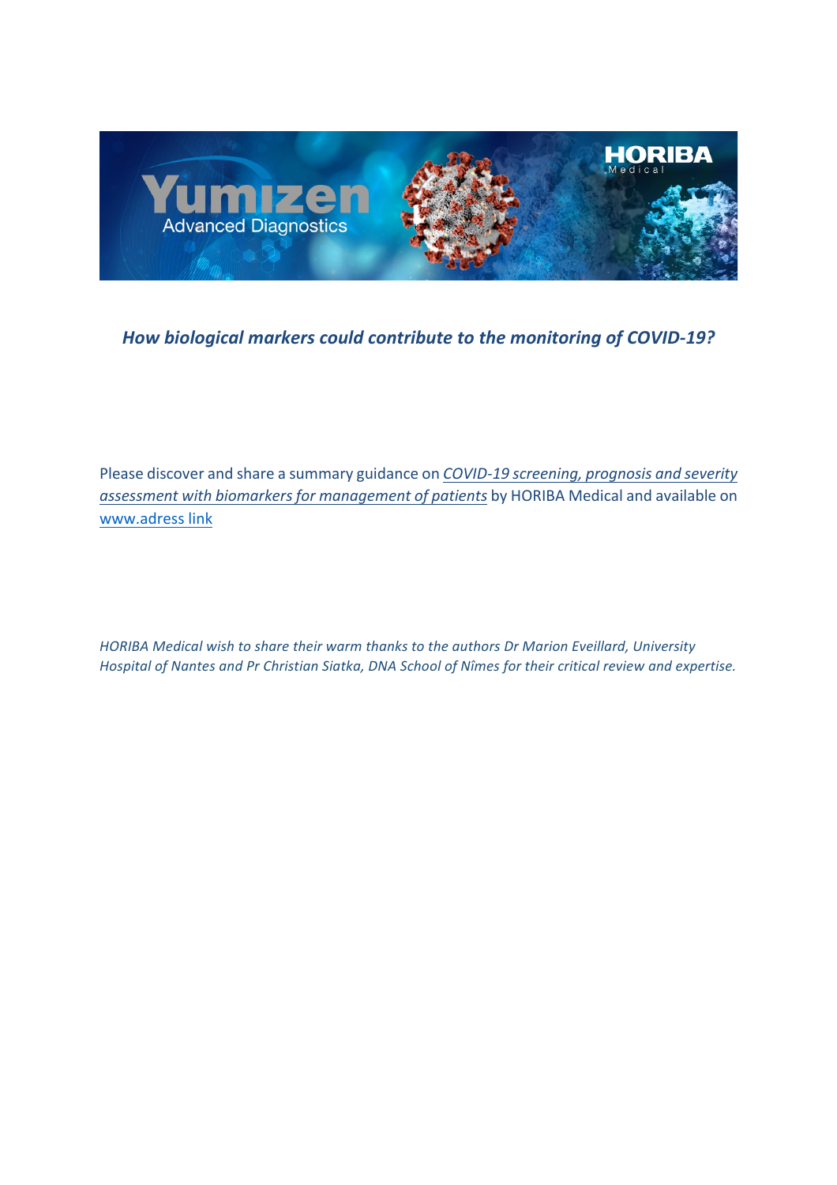# *How biological markers could contribute to the monitoring of COVID-19?*

Please discover and share a summary guidance on *COVID-19 screening, prognosis and severity assessment with biomarkers for management of patients* by HORIBA Medical and available on www.adress link

*HORIBA Medical wish to share their warm thanks to the authors Dr Marion Eveillard, University Hospital of Nantes and Pr Christian Siatka, DNA School of Nîmes for their critical review and expertise.*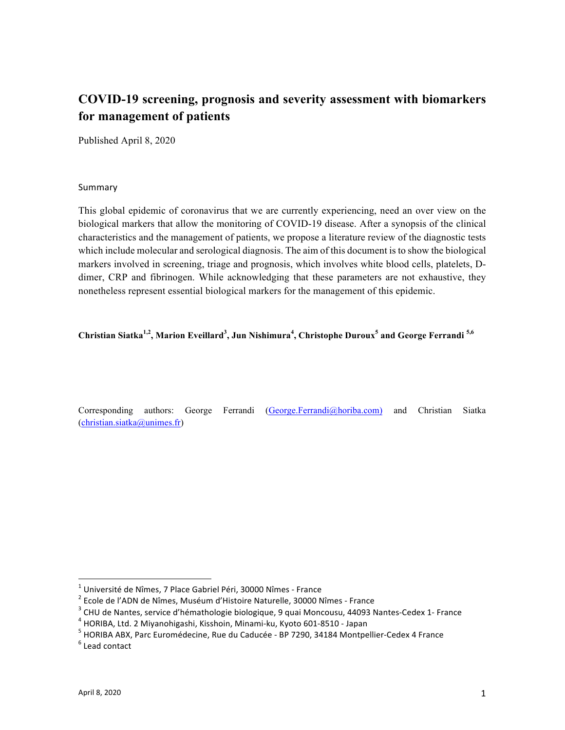# COVID-19 screening, prognosis and severity assessment with biomarkers for management of patients

Published April 8, 2020

Summary

This global epidemic of coronavirus that we are currently experiencing, need an over view on the biological markers that allow the monitoring of COVID-19 disease. After a synopsis of the clinical characteristics and the management of patients, we propose a literature review of the diagnostic tests which include molecular and serological diagnosis. The aim of this document is to show the biological markers involved in screening, triage and prognosis, which involves white blood cells, platelets, D-dimer, CRP and fibrinogen. While acknowledging that these parameters are not exhaustive, they nonetheless represent essential biological markers for the management of this epidemic.

**Christian Siatka[1,2], Marion Eveillard[3], Jun Nishimura[4], Christophe Duroux[5] and George Ferrandi [5,6]**

Corresponding authors: George Ferrandi (George.Ferrandi@horiba.com) and Christian Siatka (christian.siatka@unimes.fr)

[1] Université de Nîmes, 7 Place Gabriel Péri, 30000 Nîmes - France
[2] Ecole de l'ADN de Nîmes, Muséum d'Histoire Naturelle, 30000 Nîmes - France
[3] CHU de Nantes, service d'hémathologie biologique, 9 quai Moncousu, 44093 Nantes-Cedex 1- France
[4] HORIBA, Ltd. 2 Miyanohigashi, Kisshoin, Minami-ku, Kyoto 601-8510 - Japan
[5] HORIBA ABX, Parc Euromédecine, Rue du Caducée - BP 7290, 34184 Montpellier-Cedex 4 France
[6] Lead contact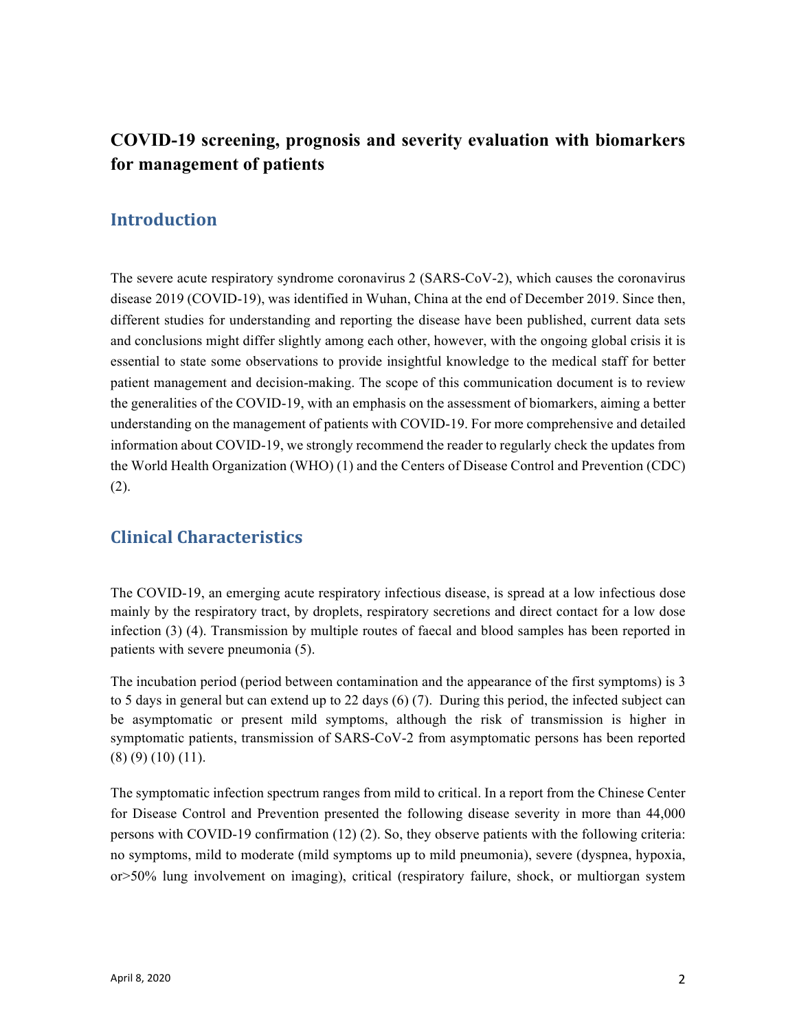# COVID-19 screening, prognosis and severity evaluation with biomarkers for management of patients

## Introduction

The severe acute respiratory syndrome coronavirus 2 (SARS-CoV-2), which causes the coronavirus disease 2019 (COVID-19), was identified in Wuhan, China at the end of December 2019. Since then, different studies for understanding and reporting the disease have been published, current data sets and conclusions might differ slightly among each other, however, with the ongoing global crisis it is essential to state some observations to provide insightful knowledge to the medical staff for better patient management and decision-making. The scope of this communication document is to review the generalities of the COVID-19, with an emphasis on the assessment of biomarkers, aiming a better understanding on the management of patients with COVID-19. For more comprehensive and detailed information about COVID-19, we strongly recommend the reader to regularly check the updates from the World Health Organization (WHO) (1) and the Centers of Disease Control and Prevention (CDC) (2).

## Clinical Characteristics

The COVID-19, an emerging acute respiratory infectious disease, is spread at a low infectious dose mainly by the respiratory tract, by droplets, respiratory secretions and direct contact for a low dose infection (3) (4). Transmission by multiple routes of faecal and blood samples has been reported in patients with severe pneumonia (5).

The incubation period (period between contamination and the appearance of the first symptoms) is 3 to 5 days in general but can extend up to 22 days (6) (7). During this period, the infected subject can be asymptomatic or present mild symptoms, although the risk of transmission is higher in symptomatic patients, transmission of SARS-CoV-2 from asymptomatic persons has been reported (8) (9) (10) (11).

The symptomatic infection spectrum ranges from mild to critical. In a report from the Chinese Center for Disease Control and Prevention presented the following disease severity in more than 44,000 persons with COVID-19 confirmation (12) (2). So, they observe patients with the following criteria: no symptoms, mild to moderate (mild symptoms up to mild pneumonia), severe (dyspnea, hypoxia, or>50% lung involvement on imaging), critical (respiratory failure, shock, or multiorgan system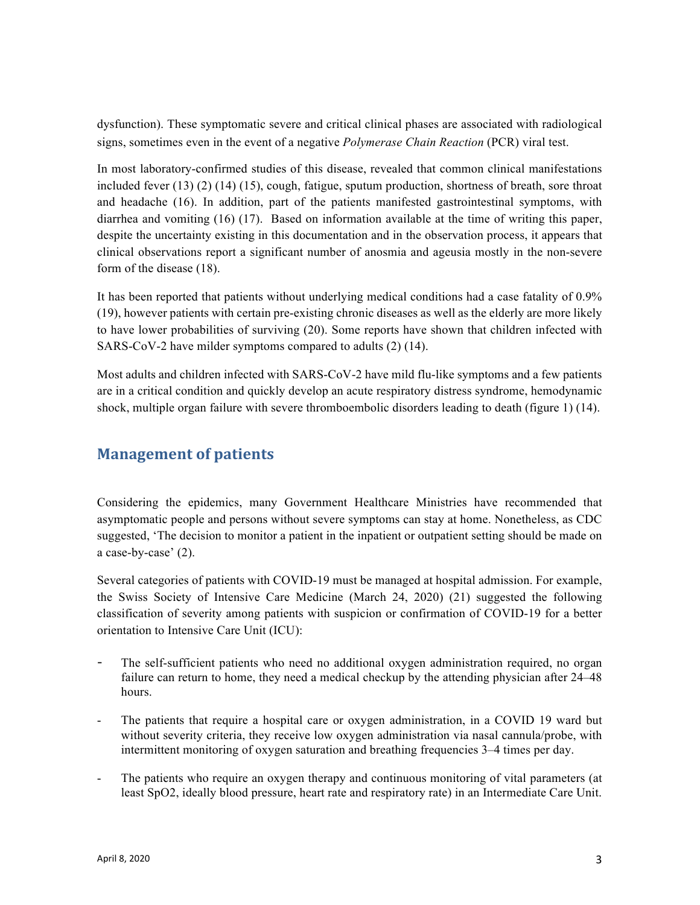dysfunction). These symptomatic severe and critical clinical phases are associated with radiological signs, sometimes even in the event of a negative *Polymerase Chain Reaction* (PCR) viral test.

In most laboratory-confirmed studies of this disease, revealed that common clinical manifestations included fever (13) (2) (14) (15), cough, fatigue, sputum production, shortness of breath, sore throat and headache (16). In addition, part of the patients manifested gastrointestinal symptoms, with diarrhea and vomiting (16) (17). Based on information available at the time of writing this paper, despite the uncertainty existing in this documentation and in the observation process, it appears that clinical observations report a significant number of anosmia and ageusia mostly in the non-severe form of the disease (18).

It has been reported that patients without underlying medical conditions had a case fatality of 0.9% (19), however patients with certain pre-existing chronic diseases as well as the elderly are more likely to have lower probabilities of surviving (20). Some reports have shown that children infected with SARS-CoV-2 have milder symptoms compared to adults (2) (14).

Most adults and children infected with SARS-CoV-2 have mild flu-like symptoms and a few patients are in a critical condition and quickly develop an acute respiratory distress syndrome, hemodynamic shock, multiple organ failure with severe thromboembolic disorders leading to death (figure 1) (14).

## Management of patients

Considering the epidemics, many Government Healthcare Ministries have recommended that asymptomatic people and persons without severe symptoms can stay at home. Nonetheless, as CDC suggested, 'The decision to monitor a patient in the inpatient or outpatient setting should be made on a case-by-case' (2).

Several categories of patients with COVID-19 must be managed at hospital admission. For example, the Swiss Society of Intensive Care Medicine (March 24, 2020) (21) suggested the following classification of severity among patients with suspicion or confirmation of COVID-19 for a better orientation to Intensive Care Unit (ICU):

- The self-sufficient patients who need no additional oxygen administration required, no organ failure can return to home, they need a medical checkup by the attending physician after 24–48 hours.
- The patients that require a hospital care or oxygen administration, in a COVID 19 ward but without severity criteria, they receive low oxygen administration via nasal cannula/probe, with intermittent monitoring of oxygen saturation and breathing frequencies 3–4 times per day.
- The patients who require an oxygen therapy and continuous monitoring of vital parameters (at least SpO2, ideally blood pressure, heart rate and respiratory rate) in an Intermediate Care Unit.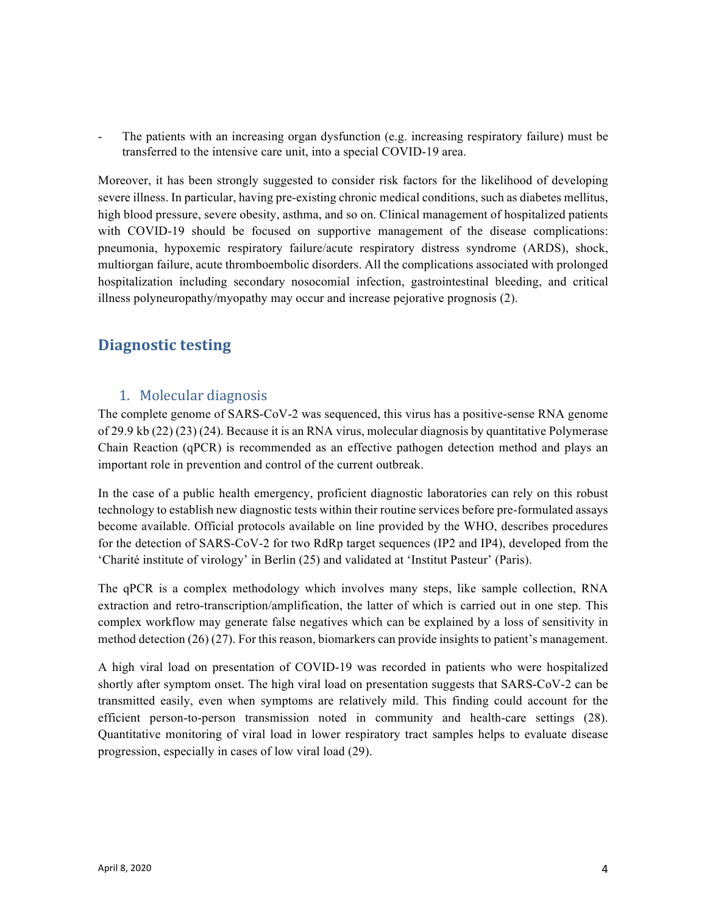- The patients with an increasing organ dysfunction (e.g. increasing respiratory failure) must be transferred to the intensive care unit, into a special COVID-19 area.

Moreover, it has been strongly suggested to consider risk factors for the likelihood of developing severe illness. In particular, having pre-existing chronic medical conditions, such as diabetes mellitus, high blood pressure, severe obesity, asthma, and so on. Clinical management of hospitalized patients with COVID-19 should be focused on supportive management of the disease complications: pneumonia, hypoxemic respiratory failure/acute respiratory distress syndrome (ARDS), shock, multiorgan failure, acute thromboembolic disorders. All the complications associated with prolonged hospitalization including secondary nosocomial infection, gastrointestinal bleeding, and critical illness polyneuropathy/myopathy may occur and increase pejorative prognosis (2).

## Diagnostic testing

### 1. Molecular diagnosis

The complete genome of SARS-CoV-2 was sequenced, this virus has a positive-sense RNA genome of 29.9 kb (22) (23) (24). Because it is an RNA virus, molecular diagnosis by quantitative Polymerase Chain Reaction (qPCR) is recommended as an effective pathogen detection method and plays an important role in prevention and control of the current outbreak.

In the case of a public health emergency, proficient diagnostic laboratories can rely on this robust technology to establish new diagnostic tests within their routine services before pre-formulated assays become available. Official protocols available on line provided by the WHO, describes procedures for the detection of SARS-CoV-2 for two RdRp target sequences (IP2 and IP4), developed from the 'Charité institute of virology' in Berlin (25) and validated at 'Institut Pasteur' (Paris).

The qPCR is a complex methodology which involves many steps, like sample collection, RNA extraction and retro-transcription/amplification, the latter of which is carried out in one step. This complex workflow may generate false negatives which can be explained by a loss of sensitivity in method detection (26) (27). For this reason, biomarkers can provide insights to patient's management.

A high viral load on presentation of COVID-19 was recorded in patients who were hospitalized shortly after symptom onset. The high viral load on presentation suggests that SARS-CoV-2 can be transmitted easily, even when symptoms are relatively mild. This finding could account for the efficient person-to-person transmission noted in community and health-care settings (28). Quantitative monitoring of viral load in lower respiratory tract samples helps to evaluate disease progression, especially in cases of low viral load (29).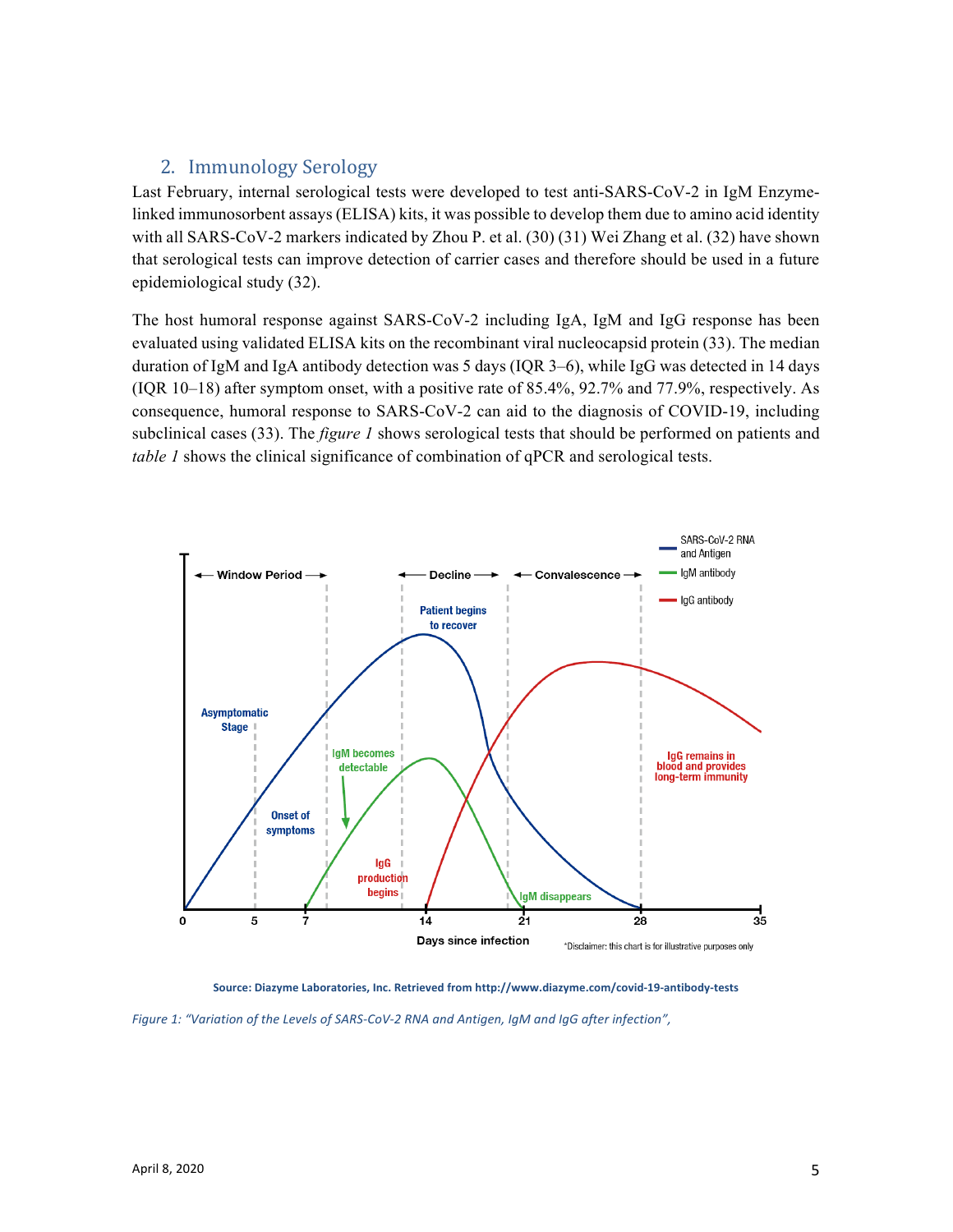## 2. Immunology Serology

Last February, internal serological tests were developed to test anti-SARS-CoV-2 in IgM Enzyme-linked immunosorbent assays (ELISA) kits, it was possible to develop them due to amino acid identity with all SARS-CoV-2 markers indicated by Zhou P. et al. (30) (31) Wei Zhang et al. (32) have shown that serological tests can improve detection of carrier cases and therefore should be used in a future epidemiological study (32).

The host humoral response against SARS-CoV-2 including IgA, IgM and IgG response has been evaluated using validated ELISA kits on the recombinant viral nucleocapsid protein (33). The median duration of IgM and IgA antibody detection was 5 days (IQR 3–6), while IgG was detected in 14 days (IQR 10–18) after symptom onset, with a positive rate of 85.4%, 92.7% and 77.9%, respectively. As consequence, humoral response to SARS-CoV-2 can aid to the diagnosis of COVID-19, including subclinical cases (33). The *figure 1* shows serological tests that should be performed on patients and *table 1* shows the clinical significance of combination of qPCR and serological tests.

Source: Diazyme Laboratories, Inc. Retrieved from http://www.diazyme.com/covid-19-antibody-tests

*Figure 1: "Variation of the Levels of SARS-CoV-2 RNA and Antigen, IgM and IgG after infection",*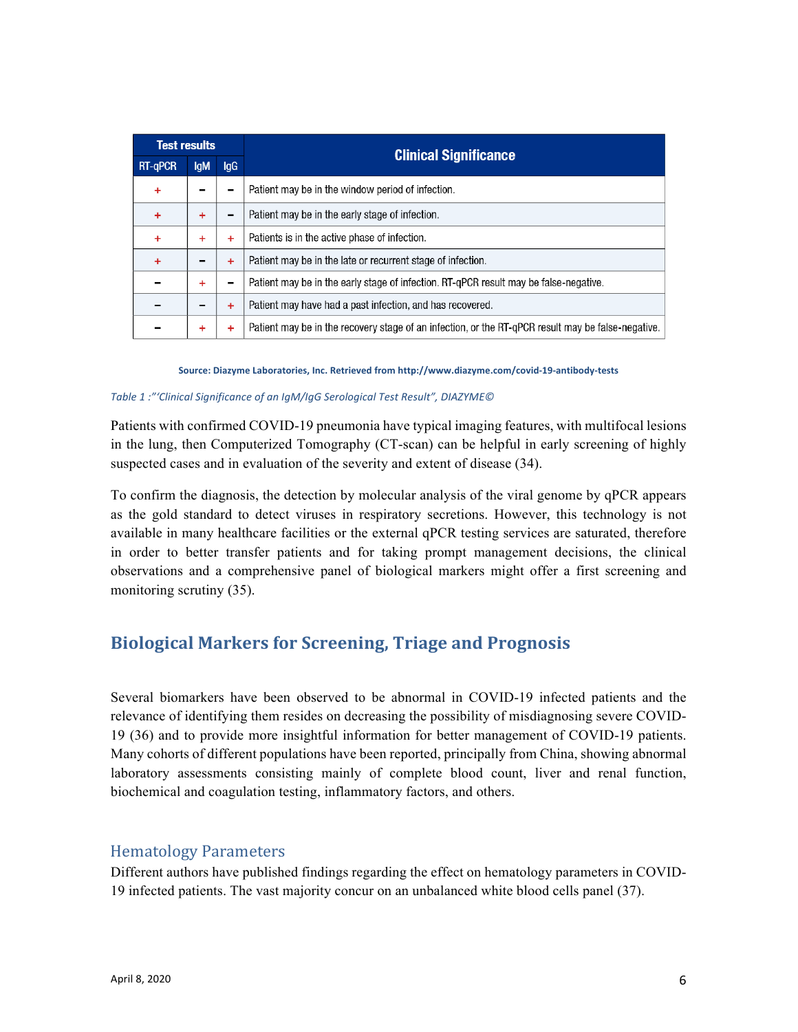| Test results | | | Clinical Significance |
|---|---|---|---|
| RT-qPCR | IgM | IgG | |
| + | – | – | Patient may be in the window period of infection. |
| + | + | – | Patient may be in the early stage of infection. |
| + | + | + | Patients is in the active phase of infection. |
| + | – | + | Patient may be in the late or recurrent stage of infection. |
| – | + | – | Patient may be in the early stage of infection. RT-qPCR result may be false-negative. |
| – | – | + | Patient may have had a past infection, and has recovered. |
| – | + | + | Patient may be in the recovery stage of an infection, or the RT-qPCR result may be false-negative. |

**Source: Diazyme Laboratories, Inc. Retrieved from http://www.diazyme.com/covid-19-antibody-tests**

*Table 1 :"'Clinical Significance of an IgM/IgG Serological Test Result", DIAZYME©*

Patients with confirmed COVID-19 pneumonia have typical imaging features, with multifocal lesions in the lung, then Computerized Tomography (CT-scan) can be helpful in early screening of highly suspected cases and in evaluation of the severity and extent of disease (34).

To confirm the diagnosis, the detection by molecular analysis of the viral genome by qPCR appears as the gold standard to detect viruses in respiratory secretions. However, this technology is not available in many healthcare facilities or the external qPCR testing services are saturated, therefore in order to better transfer patients and for taking prompt management decisions, the clinical observations and a comprehensive panel of biological markers might offer a first screening and monitoring scrutiny (35).

## Biological Markers for Screening, Triage and Prognosis

Several biomarkers have been observed to be abnormal in COVID-19 infected patients and the relevance of identifying them resides on decreasing the possibility of misdiagnosing severe COVID-19 (36) and to provide more insightful information for better management of COVID-19 patients. Many cohorts of different populations have been reported, principally from China, showing abnormal laboratory assessments consisting mainly of complete blood count, liver and renal function, biochemical and coagulation testing, inflammatory factors, and others.

### Hematology Parameters

Different authors have published findings regarding the effect on hematology parameters in COVID-19 infected patients. The vast majority concur on an unbalanced white blood cells panel (37).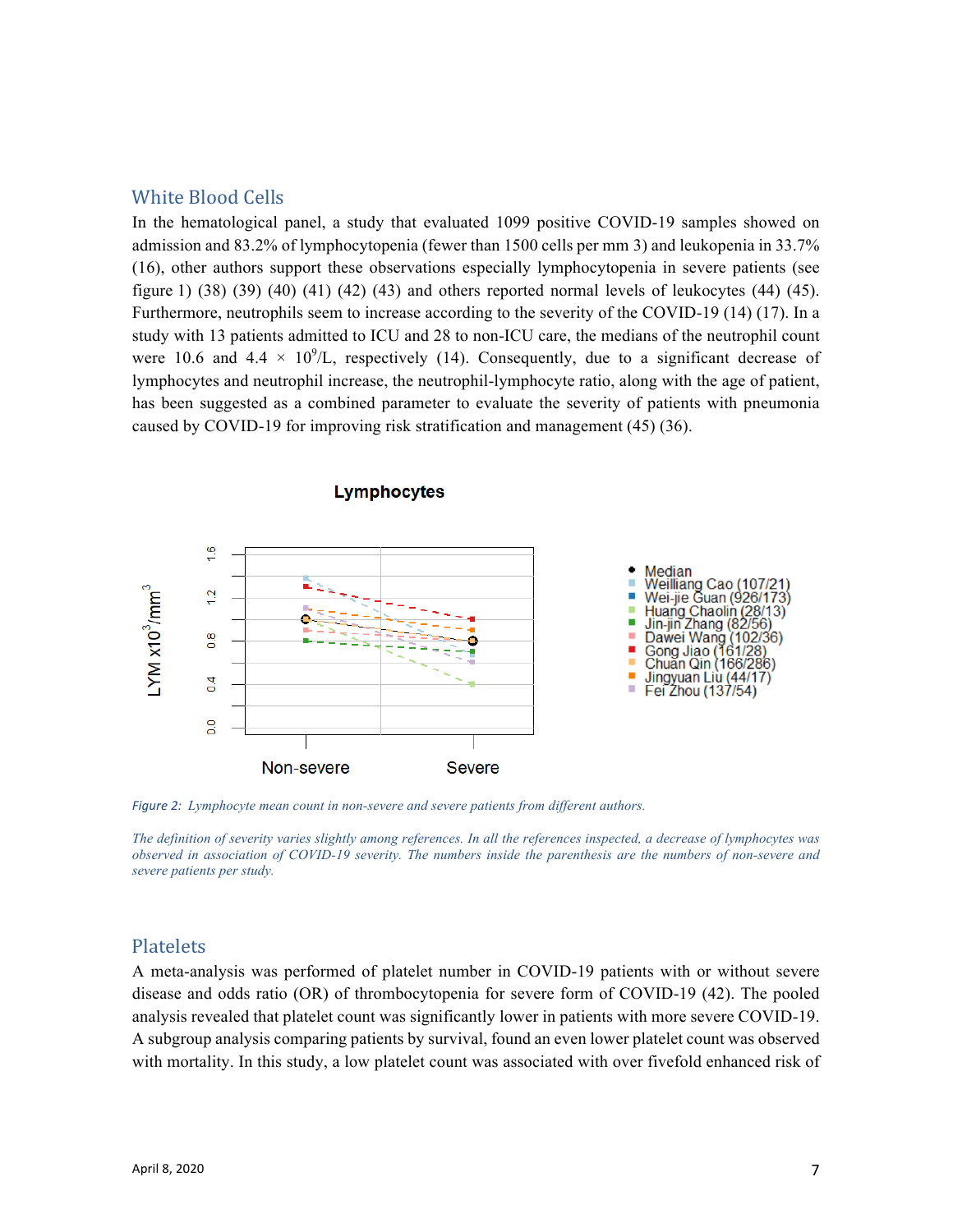## White Blood Cells

In the hematological panel, a study that evaluated 1099 positive COVID-19 samples showed on admission and 83.2% of lymphocytopenia (fewer than 1500 cells per mm 3) and leukopenia in 33.7% (16), other authors support these observations especially lymphocytopenia in severe patients (see figure 1) (38) (39) (40) (41) (42) (43) and others reported normal levels of leukocytes (44) (45). Furthermore, neutrophils seem to increase according to the severity of the COVID-19 (14) (17). In a study with 13 patients admitted to ICU and 28 to non-ICU care, the medians of the neutrophil count were 10.6 and 4.4 × $10^9$/L, respectively (14). Consequently, due to a significant decrease of lymphocytes and neutrophil increase, the neutrophil-lymphocyte ratio, along with the age of patient, has been suggested as a combined parameter to evaluate the severity of patients with pneumonia caused by COVID-19 for improving risk stratification and management (45) (36).

*Figure 2: Lymphocyte mean count in non-severe and severe patients from different authors.*

*The definition of severity varies slightly among references. In all the references inspected, a decrease of lymphocytes was observed in association of COVID-19 severity. The numbers inside the parenthesis are the numbers of non-severe and severe patients per study.*

## Platelets

A meta-analysis was performed of platelet number in COVID-19 patients with or without severe disease and odds ratio (OR) of thrombocytopenia for severe form of COVID-19 (42). The pooled analysis revealed that platelet count was significantly lower in patients with more severe COVID-19. A subgroup analysis comparing patients by survival, found an even lower platelet count was observed with mortality. In this study, a low platelet count was associated with over fivefold enhanced risk of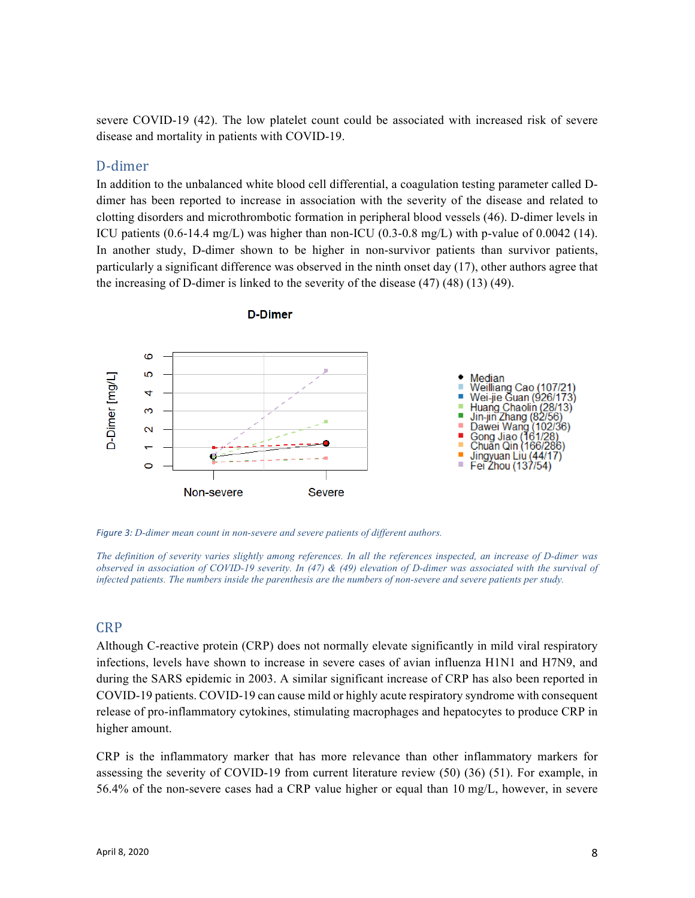severe COVID-19 (42). The low platelet count could be associated with increased risk of severe disease and mortality in patients with COVID-19.

## D-dimer

In addition to the unbalanced white blood cell differential, a coagulation testing parameter called D-dimer has been reported to increase in association with the severity of the disease and related to clotting disorders and microthrombotic formation in peripheral blood vessels (46). D-dimer levels in ICU patients (0.6-14.4 mg/L) was higher than non-ICU (0.3-0.8 mg/L) with p-value of 0.0042 (14). In another study, D-dimer shown to be higher in non-survivor patients than survivor patients, particularly a significant difference was observed in the ninth onset day (17), other authors agree that the increasing of D-dimer is linked to the severity of the disease (47) (48) (13) (49).

*Figure 3: D-dimer mean count in non-severe and severe patients of different authors.*

*The definition of severity varies slightly among references. In all the references inspected, an increase of D-dimer was observed in association of COVID-19 severity. In (47) & (49) elevation of D-dimer was associated with the survival of infected patients. The numbers inside the parenthesis are the numbers of non-severe and severe patients per study.*

## CRP

Although C-reactive protein (CRP) does not normally elevate significantly in mild viral respiratory infections, levels have shown to increase in severe cases of avian influenza H1N1 and H7N9, and during the SARS epidemic in 2003. A similar significant increase of CRP has also been reported in COVID-19 patients. COVID-19 can cause mild or highly acute respiratory syndrome with consequent release of pro-inflammatory cytokines, stimulating macrophages and hepatocytes to produce CRP in higher amount.

CRP is the inflammatory marker that has more relevance than other inflammatory markers for assessing the severity of COVID-19 from current literature review (50) (36) (51). For example, in 56.4% of the non-severe cases had a CRP value higher or equal than 10 mg/L, however, in severe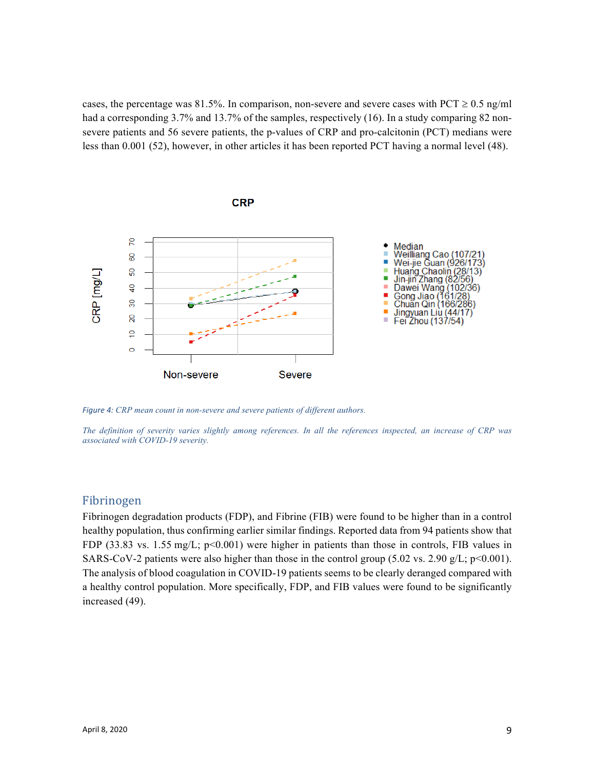cases, the percentage was 81.5%. In comparison, non-severe and severe cases with PCT ≥ 0.5 ng/ml had a corresponding 3.7% and 13.7% of the samples, respectively (16). In a study comparing 82 non-severe patients and 56 severe patients, the p-values of CRP and pro-calcitonin (PCT) medians were less than 0.001 (52), however, in other articles it has been reported PCT having a normal level (48).

*Figure 4: CRP mean count in non-severe and severe patients of different authors.*

*The definition of severity varies slightly among references. In all the references inspected, an increase of CRP was associated with COVID-19 severity.*

## Fibrinogen

Fibrinogen degradation products (FDP), and Fibrine (FIB) were found to be higher than in a control healthy population, thus confirming earlier similar findings. Reported data from 94 patients show that FDP (33.83 vs. 1.55 mg/L; $p<0.001$) were higher in patients than those in controls, FIB values in SARS-CoV-2 patients were also higher than those in the control group (5.02 vs. 2.90 g/L; $p<0.001$). The analysis of blood coagulation in COVID-19 patients seems to be clearly deranged compared with a healthy control population. More specifically, FDP, and FIB values were found to be significantly increased (49).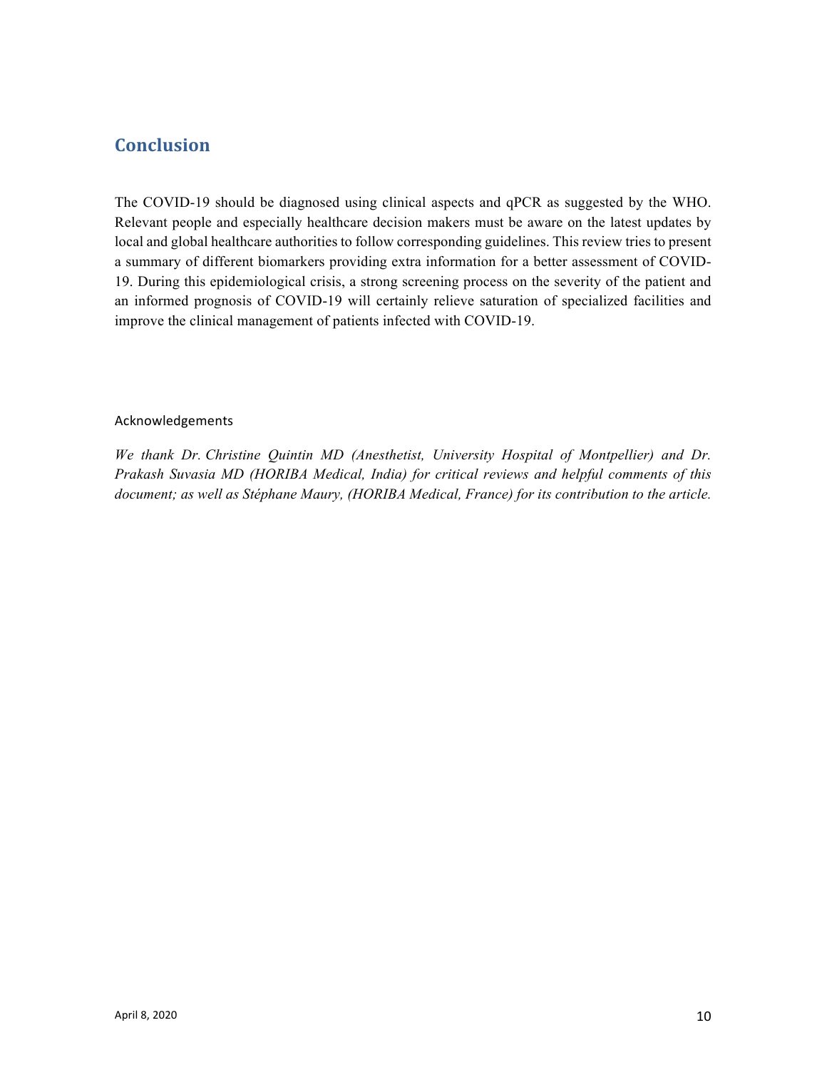## Conclusion

The COVID-19 should be diagnosed using clinical aspects and qPCR as suggested by the WHO. Relevant people and especially healthcare decision makers must be aware on the latest updates by local and global healthcare authorities to follow corresponding guidelines. This review tries to present a summary of different biomarkers providing extra information for a better assessment of COVID-19. During this epidemiological crisis, a strong screening process on the severity of the patient and an informed prognosis of COVID-19 will certainly relieve saturation of specialized facilities and improve the clinical management of patients infected with COVID-19.

### Acknowledgements

*We thank Dr. Christine Quintin MD (Anesthetist, University Hospital of Montpellier) and Dr. Prakash Suvasia MD (HORIBA Medical, India) for critical reviews and helpful comments of this document; as well as Stéphane Maury, (HORIBA Medical, France) for its contribution to the article.*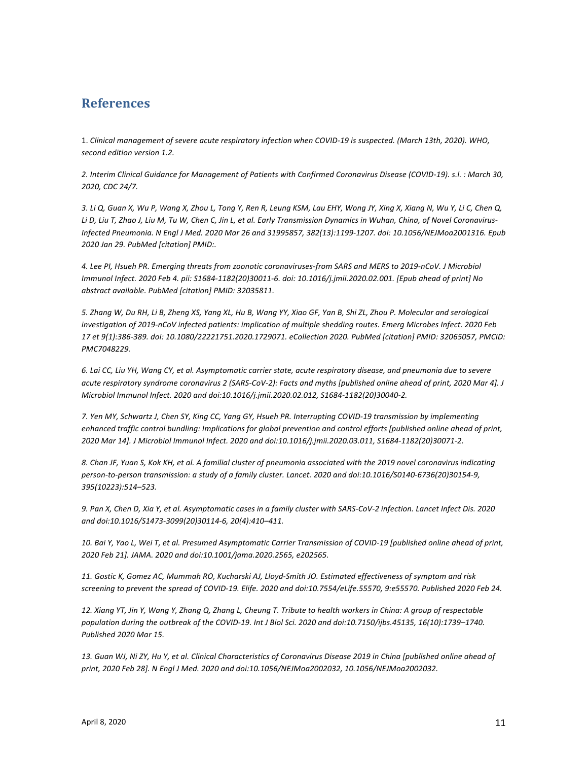## References

1. *Clinical management of severe acute respiratory infection when COVID-19 is suspected. (March 13th, 2020). WHO, second edition version 1.2.*

*2. Interim Clinical Guidance for Management of Patients with Confirmed Coronavirus Disease (COVID-19). s.l. : March 30, 2020, CDC 24/7.*

*3. Li Q, Guan X, Wu P, Wang X, Zhou L, Tong Y, Ren R, Leung KSM, Lau EHY, Wong JY, Xing X, Xiang N, Wu Y, Li C, Chen Q, Li D, Liu T, Zhao J, Liu M, Tu W, Chen C, Jin L, et al. Early Transmission Dynamics in Wuhan, China, of Novel Coronavirus-Infected Pneumonia. N Engl J Med. 2020 Mar 26 and 31995857, 382(13):1199-1207. doi: 10.1056/NEJMoa2001316. Epub 2020 Jan 29. PubMed [citation] PMID:.*

*4. Lee PI, Hsueh PR. Emerging threats from zoonotic coronaviruses-from SARS and MERS to 2019-nCoV. J Microbiol Immunol Infect. 2020 Feb 4. pii: S1684-1182(20)30011-6. doi: 10.1016/j.jmii.2020.02.001. [Epub ahead of print] No abstract available. PubMed [citation] PMID: 32035811.*

*5. Zhang W, Du RH, Li B, Zheng XS, Yang XL, Hu B, Wang YY, Xiao GF, Yan B, Shi ZL, Zhou P. Molecular and serological investigation of 2019-nCoV infected patients: implication of multiple shedding routes. Emerg Microbes Infect. 2020 Feb 17 et 9(1):386-389. doi: 10.1080/22221751.2020.1729071. eCollection 2020. PubMed [citation] PMID: 32065057, PMCID: PMC7048229.*

*6. Lai CC, Liu YH, Wang CY, et al. Asymptomatic carrier state, acute respiratory disease, and pneumonia due to severe acute respiratory syndrome coronavirus 2 (SARS-CoV-2): Facts and myths [published online ahead of print, 2020 Mar 4]. J Microbiol Immunol Infect. 2020 and doi:10.1016/j.jmii.2020.02.012, S1684-1182(20)30040-2.*

*7. Yen MY, Schwartz J, Chen SY, King CC, Yang GY, Hsueh PR. Interrupting COVID-19 transmission by implementing enhanced traffic control bundling: Implications for global prevention and control efforts [published online ahead of print, 2020 Mar 14]. J Microbiol Immunol Infect. 2020 and doi:10.1016/j.jmii.2020.03.011, S1684-1182(20)30071-2.*

*8. Chan JF, Yuan S, Kok KH, et al. A familial cluster of pneumonia associated with the 2019 novel coronavirus indicating person-to-person transmission: a study of a family cluster. Lancet. 2020 and doi:10.1016/S0140-6736(20)30154-9, 395(10223):514–523.*

*9. Pan X, Chen D, Xia Y, et al. Asymptomatic cases in a family cluster with SARS-CoV-2 infection. Lancet Infect Dis. 2020 and doi:10.1016/S1473-3099(20)30114-6, 20(4):410–411.*

*10. Bai Y, Yao L, Wei T, et al. Presumed Asymptomatic Carrier Transmission of COVID-19 [published online ahead of print, 2020 Feb 21]. JAMA. 2020 and doi:10.1001/jama.2020.2565, e202565.*

*11. Gostic K, Gomez AC, Mummah RO, Kucharski AJ, Lloyd-Smith JO. Estimated effectiveness of symptom and risk screening to prevent the spread of COVID-19. Elife. 2020 and doi:10.7554/eLife.55570, 9:e55570. Published 2020 Feb 24.*

*12. Xiang YT, Jin Y, Wang Y, Zhang Q, Zhang L, Cheung T. Tribute to health workers in China: A group of respectable population during the outbreak of the COVID-19. Int J Biol Sci. 2020 and doi:10.7150/ijbs.45135, 16(10):1739–1740. Published 2020 Mar 15.*

*13. Guan WJ, Ni ZY, Hu Y, et al. Clinical Characteristics of Coronavirus Disease 2019 in China [published online ahead of print, 2020 Feb 28]. N Engl J Med. 2020 and doi:10.1056/NEJMoa2002032, 10.1056/NEJMoa2002032.*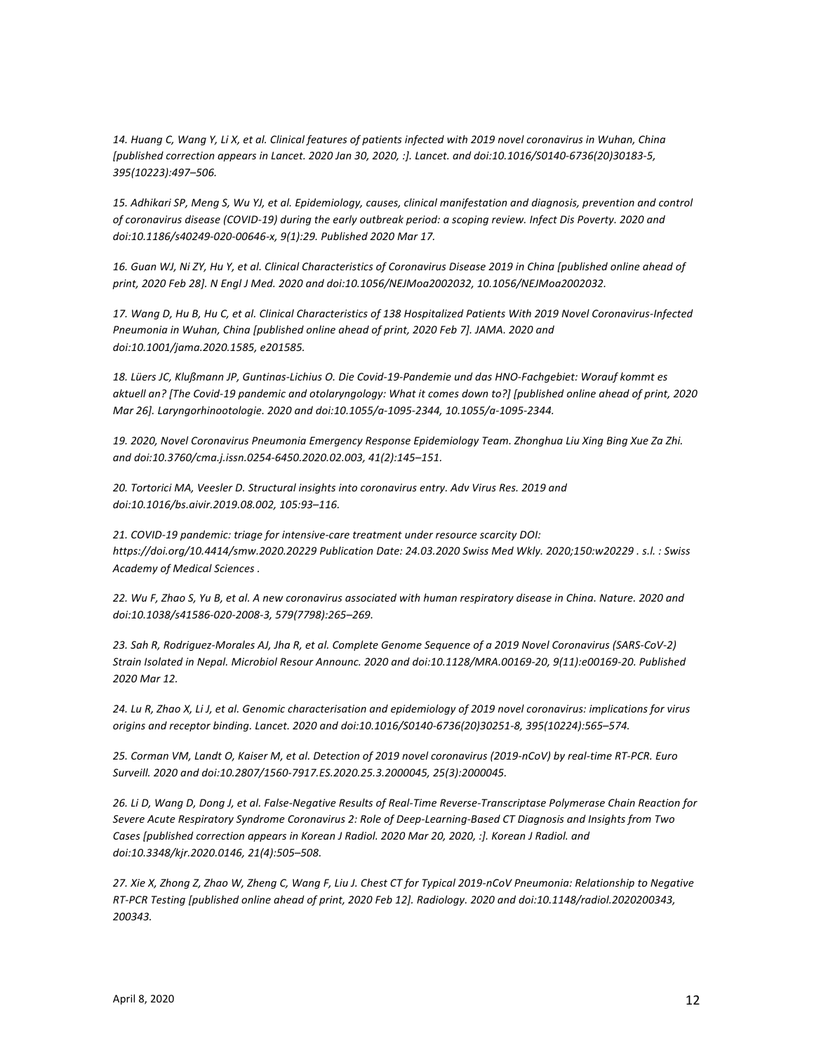*14. Huang C, Wang Y, Li X, et al. Clinical features of patients infected with 2019 novel coronavirus in Wuhan, China [published correction appears in Lancet. 2020 Jan 30, 2020, :]. Lancet. and doi:10.1016/S0140-6736(20)30183-5, 395(10223):497–506.*

*15. Adhikari SP, Meng S, Wu YJ, et al. Epidemiology, causes, clinical manifestation and diagnosis, prevention and control of coronavirus disease (COVID-19) during the early outbreak period: a scoping review. Infect Dis Poverty. 2020 and doi:10.1186/s40249-020-00646-x, 9(1):29. Published 2020 Mar 17.*

*16. Guan WJ, Ni ZY, Hu Y, et al. Clinical Characteristics of Coronavirus Disease 2019 in China [published online ahead of print, 2020 Feb 28]. N Engl J Med. 2020 and doi:10.1056/NEJMoa2002032, 10.1056/NEJMoa2002032.*

*17. Wang D, Hu B, Hu C, et al. Clinical Characteristics of 138 Hospitalized Patients With 2019 Novel Coronavirus-Infected Pneumonia in Wuhan, China [published online ahead of print, 2020 Feb 7]. JAMA. 2020 and doi:10.1001/jama.2020.1585, e201585.*

*18. Lüers JC, Klußmann JP, Guntinas-Lichius O. Die Covid-19-Pandemie und das HNO-Fachgebiet: Worauf kommt es aktuell an? [The Covid-19 pandemic and otolaryngology: What it comes down to?] [published online ahead of print, 2020 Mar 26]. Laryngorhinootologie. 2020 and doi:10.1055/a-1095-2344, 10.1055/a-1095-2344.*

*19. 2020, Novel Coronavirus Pneumonia Emergency Response Epidemiology Team. Zhonghua Liu Xing Bing Xue Za Zhi. and doi:10.3760/cma.j.issn.0254-6450.2020.02.003, 41(2):145–151.*

*20. Tortorici MA, Veesler D. Structural insights into coronavirus entry. Adv Virus Res. 2019 and doi:10.1016/bs.aivir.2019.08.002, 105:93–116.*

*21. COVID-19 pandemic: triage for intensive-care treatment under resource scarcity DOI: https://doi.org/10.4414/smw.2020.20229 Publication Date: 24.03.2020 Swiss Med Wkly. 2020;150:w20229 . s.l. : Swiss Academy of Medical Sciences .*

*22. Wu F, Zhao S, Yu B, et al. A new coronavirus associated with human respiratory disease in China. Nature. 2020 and doi:10.1038/s41586-020-2008-3, 579(7798):265–269.*

*23. Sah R, Rodriguez-Morales AJ, Jha R, et al. Complete Genome Sequence of a 2019 Novel Coronavirus (SARS-CoV-2) Strain Isolated in Nepal. Microbiol Resour Announc. 2020 and doi:10.1128/MRA.00169-20, 9(11):e00169-20. Published 2020 Mar 12.*

*24. Lu R, Zhao X, Li J, et al. Genomic characterisation and epidemiology of 2019 novel coronavirus: implications for virus origins and receptor binding. Lancet. 2020 and doi:10.1016/S0140-6736(20)30251-8, 395(10224):565–574.*

*25. Corman VM, Landt O, Kaiser M, et al. Detection of 2019 novel coronavirus (2019-nCoV) by real-time RT-PCR. Euro Surveill. 2020 and doi:10.2807/1560-7917.ES.2020.25.3.2000045, 25(3):2000045.*

*26. Li D, Wang D, Dong J, et al. False-Negative Results of Real-Time Reverse-Transcriptase Polymerase Chain Reaction for Severe Acute Respiratory Syndrome Coronavirus 2: Role of Deep-Learning-Based CT Diagnosis and Insights from Two Cases [published correction appears in Korean J Radiol. 2020 Mar 20, 2020, :]. Korean J Radiol. and doi:10.3348/kjr.2020.0146, 21(4):505–508.*

*27. Xie X, Zhong Z, Zhao W, Zheng C, Wang F, Liu J. Chest CT for Typical 2019-nCoV Pneumonia: Relationship to Negative RT-PCR Testing [published online ahead of print, 2020 Feb 12]. Radiology. 2020 and doi:10.1148/radiol.2020200343, 200343.*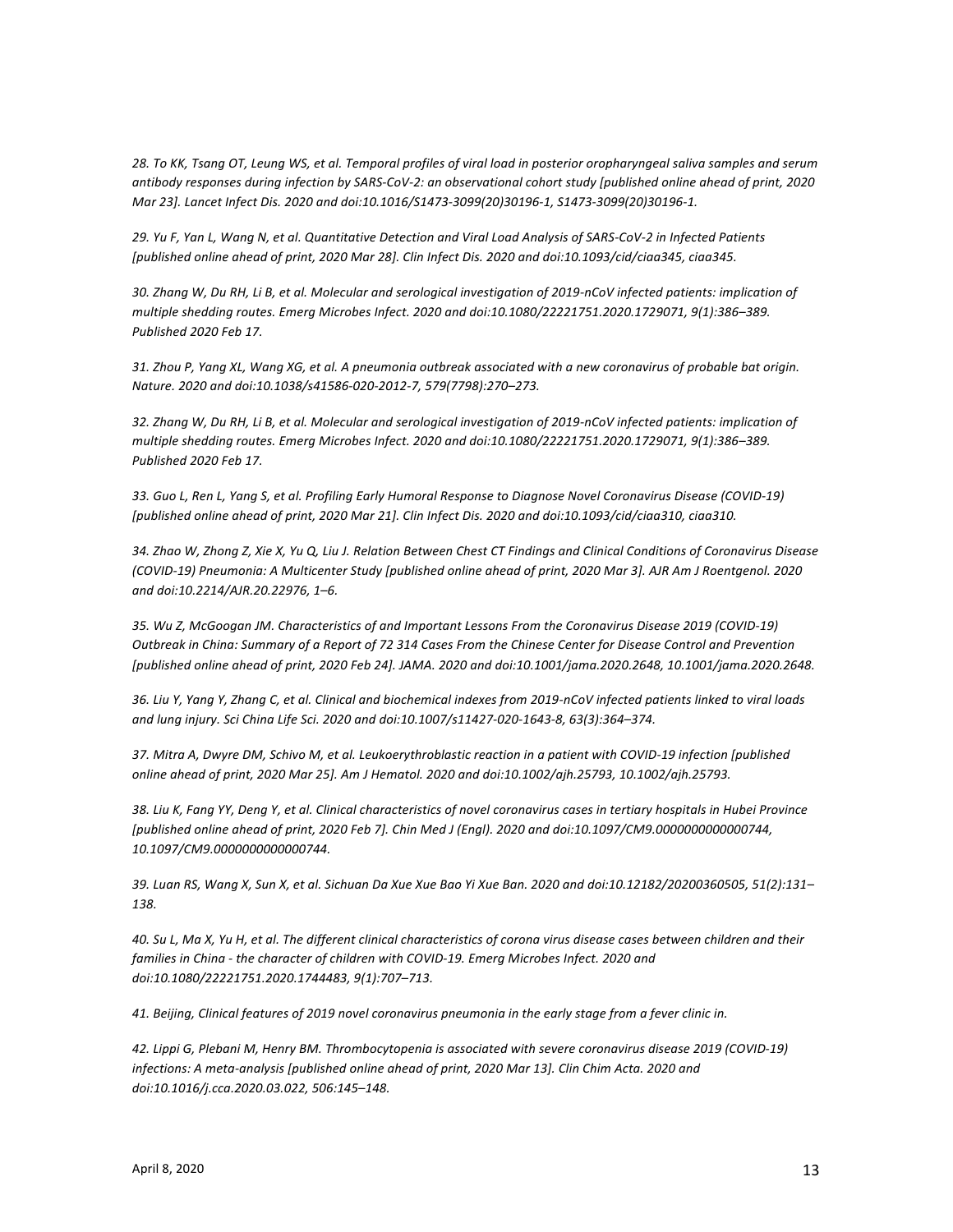*28. To KK, Tsang OT, Leung WS, et al. Temporal profiles of viral load in posterior oropharyngeal saliva samples and serum antibody responses during infection by SARS-CoV-2: an observational cohort study [published online ahead of print, 2020 Mar 23]. Lancet Infect Dis. 2020 and doi:10.1016/S1473-3099(20)30196-1, S1473-3099(20)30196-1.*

*29. Yu F, Yan L, Wang N, et al. Quantitative Detection and Viral Load Analysis of SARS-CoV-2 in Infected Patients [published online ahead of print, 2020 Mar 28]. Clin Infect Dis. 2020 and doi:10.1093/cid/ciaa345, ciaa345.*

*30. Zhang W, Du RH, Li B, et al. Molecular and serological investigation of 2019-nCoV infected patients: implication of multiple shedding routes. Emerg Microbes Infect. 2020 and doi:10.1080/22221751.2020.1729071, 9(1):386–389. Published 2020 Feb 17.*

*31. Zhou P, Yang XL, Wang XG, et al. A pneumonia outbreak associated with a new coronavirus of probable bat origin. Nature. 2020 and doi:10.1038/s41586-020-2012-7, 579(7798):270–273.*

*32. Zhang W, Du RH, Li B, et al. Molecular and serological investigation of 2019-nCoV infected patients: implication of multiple shedding routes. Emerg Microbes Infect. 2020 and doi:10.1080/22221751.2020.1729071, 9(1):386–389. Published 2020 Feb 17.*

*33. Guo L, Ren L, Yang S, et al. Profiling Early Humoral Response to Diagnose Novel Coronavirus Disease (COVID-19) [published online ahead of print, 2020 Mar 21]. Clin Infect Dis. 2020 and doi:10.1093/cid/ciaa310, ciaa310.*

*34. Zhao W, Zhong Z, Xie X, Yu Q, Liu J. Relation Between Chest CT Findings and Clinical Conditions of Coronavirus Disease (COVID-19) Pneumonia: A Multicenter Study [published online ahead of print, 2020 Mar 3]. AJR Am J Roentgenol. 2020 and doi:10.2214/AJR.20.22976, 1–6.*

*35. Wu Z, McGoogan JM. Characteristics of and Important Lessons From the Coronavirus Disease 2019 (COVID-19) Outbreak in China: Summary of a Report of 72 314 Cases From the Chinese Center for Disease Control and Prevention [published online ahead of print, 2020 Feb 24]. JAMA. 2020 and doi:10.1001/jama.2020.2648, 10.1001/jama.2020.2648.*

*36. Liu Y, Yang Y, Zhang C, et al. Clinical and biochemical indexes from 2019-nCoV infected patients linked to viral loads and lung injury. Sci China Life Sci. 2020 and doi:10.1007/s11427-020-1643-8, 63(3):364–374.*

*37. Mitra A, Dwyre DM, Schivo M, et al. Leukoerythroblastic reaction in a patient with COVID-19 infection [published online ahead of print, 2020 Mar 25]. Am J Hematol. 2020 and doi:10.1002/ajh.25793, 10.1002/ajh.25793.*

*38. Liu K, Fang YY, Deng Y, et al. Clinical characteristics of novel coronavirus cases in tertiary hospitals in Hubei Province [published online ahead of print, 2020 Feb 7]. Chin Med J (Engl). 2020 and doi:10.1097/CM9.0000000000000744, 10.1097/CM9.0000000000000744.*

*39. Luan RS, Wang X, Sun X, et al. Sichuan Da Xue Xue Bao Yi Xue Ban. 2020 and doi:10.12182/20200360505, 51(2):131–138.*

*40. Su L, Ma X, Yu H, et al. The different clinical characteristics of corona virus disease cases between children and their families in China - the character of children with COVID-19. Emerg Microbes Infect. 2020 and doi:10.1080/22221751.2020.1744483, 9(1):707–713.*

*41. Beijing, Clinical features of 2019 novel coronavirus pneumonia in the early stage from a fever clinic in.*

*42. Lippi G, Plebani M, Henry BM. Thrombocytopenia is associated with severe coronavirus disease 2019 (COVID-19) infections: A meta-analysis [published online ahead of print, 2020 Mar 13]. Clin Chim Acta. 2020 and doi:10.1016/j.cca.2020.03.022, 506:145–148.*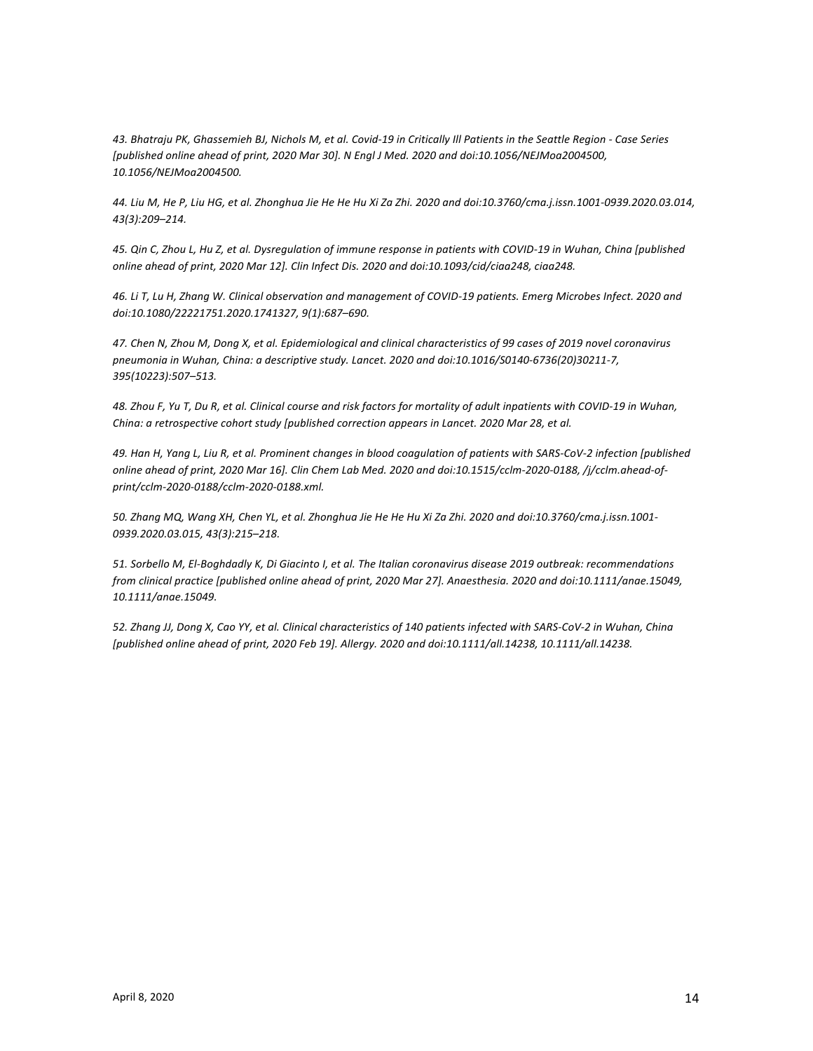*43. Bhatraju PK, Ghassemieh BJ, Nichols M, et al. Covid-19 in Critically Ill Patients in the Seattle Region - Case Series [published online ahead of print, 2020 Mar 30]. N Engl J Med. 2020 and doi:10.1056/NEJMoa2004500, 10.1056/NEJMoa2004500.*

*44. Liu M, He P, Liu HG, et al. Zhonghua Jie He He Hu Xi Za Zhi. 2020 and doi:10.3760/cma.j.issn.1001-0939.2020.03.014, 43(3):209–214.*

*45. Qin C, Zhou L, Hu Z, et al. Dysregulation of immune response in patients with COVID-19 in Wuhan, China [published online ahead of print, 2020 Mar 12]. Clin Infect Dis. 2020 and doi:10.1093/cid/ciaa248, ciaa248.*

*46. Li T, Lu H, Zhang W. Clinical observation and management of COVID-19 patients. Emerg Microbes Infect. 2020 and doi:10.1080/22221751.2020.1741327, 9(1):687–690.*

*47. Chen N, Zhou M, Dong X, et al. Epidemiological and clinical characteristics of 99 cases of 2019 novel coronavirus pneumonia in Wuhan, China: a descriptive study. Lancet. 2020 and doi:10.1016/S0140-6736(20)30211-7, 395(10223):507–513.*

*48. Zhou F, Yu T, Du R, et al. Clinical course and risk factors for mortality of adult inpatients with COVID-19 in Wuhan, China: a retrospective cohort study [published correction appears in Lancet. 2020 Mar 28, et al.*

*49. Han H, Yang L, Liu R, et al. Prominent changes in blood coagulation of patients with SARS-CoV-2 infection [published online ahead of print, 2020 Mar 16]. Clin Chem Lab Med. 2020 and doi:10.1515/cclm-2020-0188, /j/cclm.ahead-of-print/cclm-2020-0188/cclm-2020-0188.xml.*

*50. Zhang MQ, Wang XH, Chen YL, et al. Zhonghua Jie He He Hu Xi Za Zhi. 2020 and doi:10.3760/cma.j.issn.1001-0939.2020.03.015, 43(3):215–218.*

*51. Sorbello M, El-Boghdadly K, Di Giacinto I, et al. The Italian coronavirus disease 2019 outbreak: recommendations from clinical practice [published online ahead of print, 2020 Mar 27]. Anaesthesia. 2020 and doi:10.1111/anae.15049, 10.1111/anae.15049.*

*52. Zhang JJ, Dong X, Cao YY, et al. Clinical characteristics of 140 patients infected with SARS-CoV-2 in Wuhan, China [published online ahead of print, 2020 Feb 19]. Allergy. 2020 and doi:10.1111/all.14238, 10.1111/all.14238.*